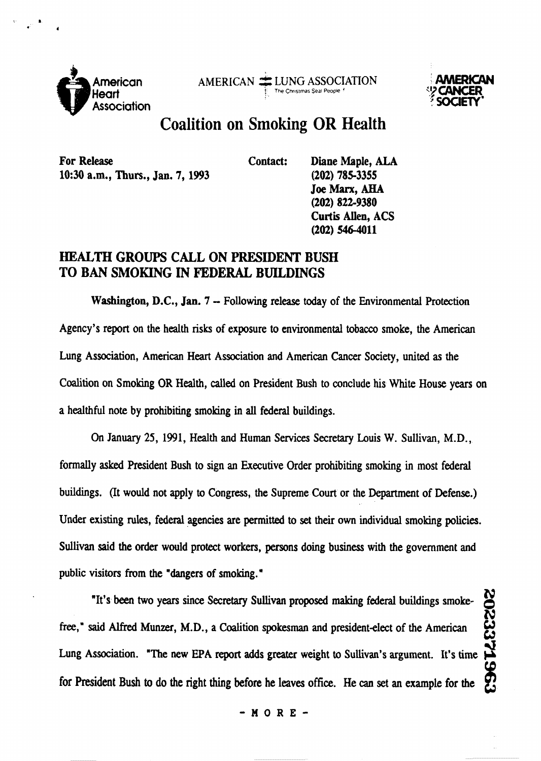American Heart Association

AMERICAN LUNG ASSOCIATION
The Christmas Seal People

AMERICAN CANCER SOCIETY

# Coalition on Smoking OR Health

**For Release**
**10:30 a.m., Thurs., Jan. 7, 1993**

**Contact:**
**Diane Maple, ALA**
**(202) 785-3355**
**Joe Marx, AHA**
**(202) 822-9380**
**Curtis Allen, ACS**
**(202) 546-4011**

## HEALTH GROUPS CALL ON PRESIDENT BUSH TO BAN SMOKING IN FEDERAL BUILDINGS

**Washington, D.C., Jan. 7** -- Following release today of the Environmental Protection Agency's report on the health risks of exposure to environmental tobacco smoke, the American Lung Association, American Heart Association and American Cancer Society, united as the Coalition on Smoking OR Health, called on President Bush to conclude his White House years on a healthful note by prohibiting smoking in all federal buildings.

On January 25, 1991, Health and Human Services Secretary Louis W. Sullivan, M.D., formally asked President Bush to sign an Executive Order prohibiting smoking in most federal buildings. (It would not apply to Congress, the Supreme Court or the Department of Defense.) Under existing rules, federal agencies are permitted to set their own individual smoking policies. Sullivan said the order would protect workers, persons doing business with the government and public visitors from the "dangers of smoking."

"It's been two years since Secretary Sullivan proposed making federal buildings smoke-free," said Alfred Munzer, M.D., a Coalition spokesman and president-elect of the American Lung Association. "The new EPA report adds greater weight to Sullivan's argument. It's time for President Bush to do the right thing before he leaves office. He can set an example for the

- MORE -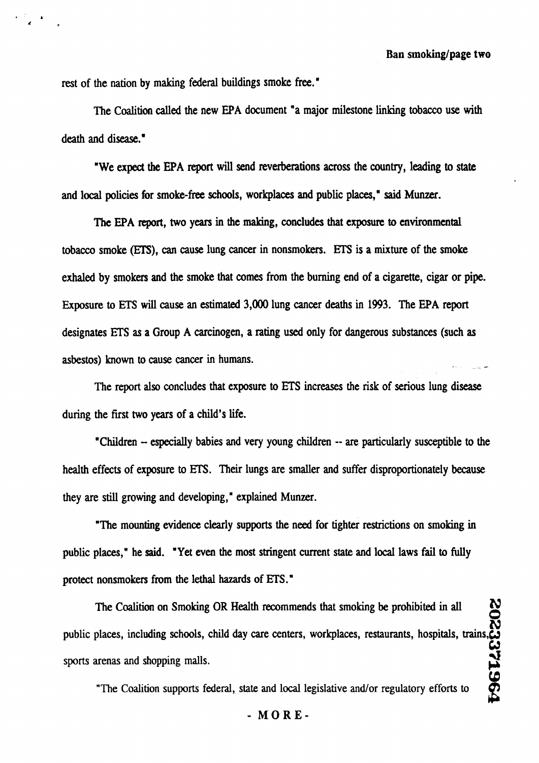rest of the nation by making federal buildings smoke free."

The Coalition called the new EPA document "a major milestone linking tobacco use with death and disease."

"We expect the EPA report will send reverberations across the country, leading to state and local policies for smoke-free schools, workplaces and public places," said Munzer.

The EPA report, two years in the making, concludes that exposure to environmental tobacco smoke (ETS), can cause lung cancer in nonsmokers. ETS is a mixture of the smoke exhaled by smokers and the smoke that comes from the burning end of a cigarette, cigar or pipe. Exposure to ETS will cause an estimated 3,000 lung cancer deaths in 1993. The EPA report designates ETS as a Group A carcinogen, a rating used only for dangerous substances (such as asbestos) known to cause cancer in humans.

The report also concludes that exposure to ETS increases the risk of serious lung disease during the first two years of a child's life.

"Children -- especially babies and very young children -- are particularly susceptible to the health effects of exposure to ETS. Their lungs are smaller and suffer disproportionately because they are still growing and developing," explained Munzer.

"The mounting evidence clearly supports the need for tighter restrictions on smoking in public places," he said. "Yet even the most stringent current state and local laws fail to fully protect nonsmokers from the lethal hazards of ETS."

The Coalition on Smoking OR Health recommends that smoking be prohibited in all public places, including schools, child day care centers, workplaces, restaurants, hospitals, trains, sports arenas and shopping malls.

"The Coalition supports federal, state and local legislative and/or regulatory efforts to

- MORE -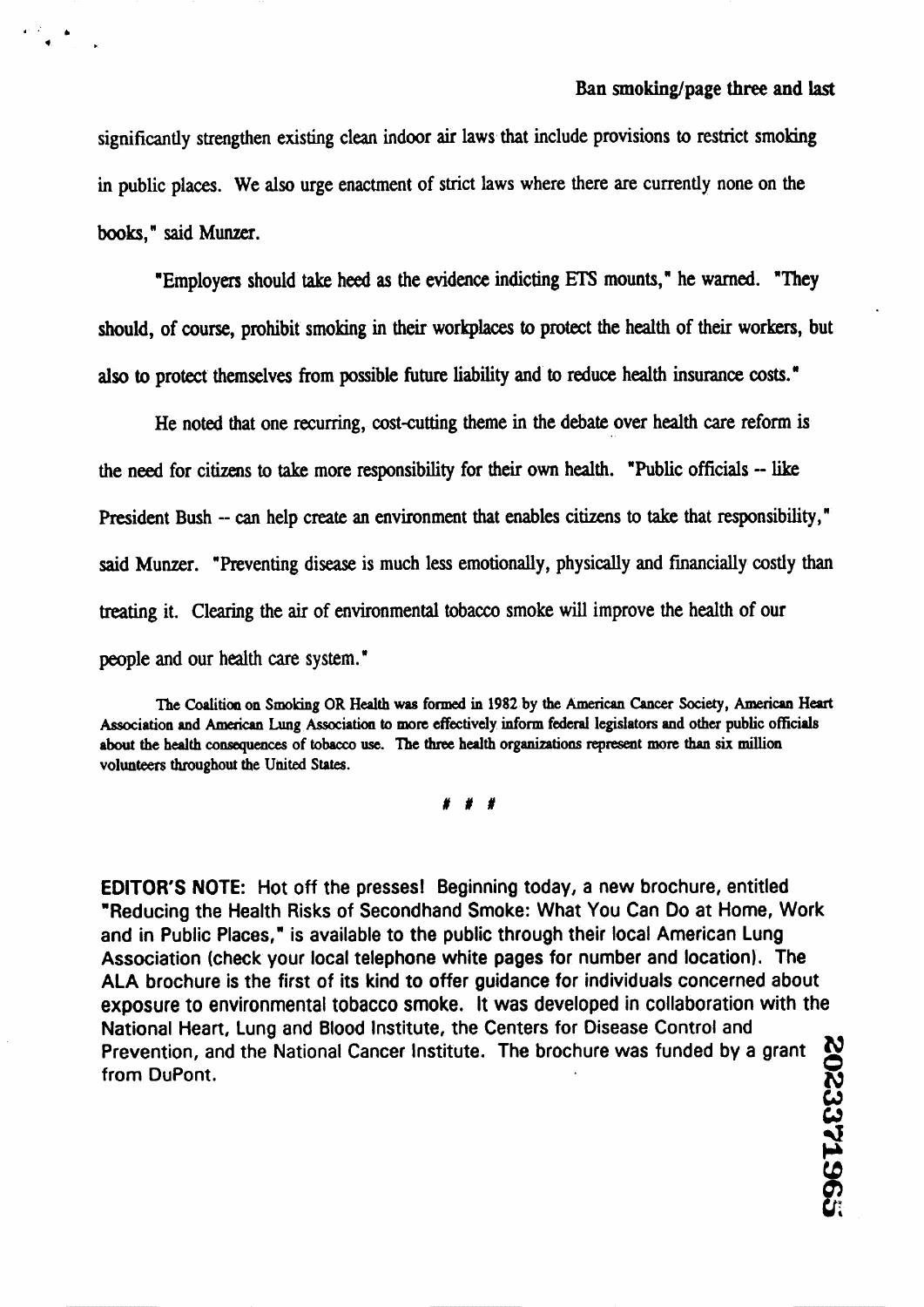significantly strengthen existing clean indoor air laws that include provisions to restrict smoking in public places. We also urge enactment of strict laws where there are currently none on the books," said Munzer.

"Employers should take heed as the evidence indicting ETS mounts," he warned. "They should, of course, prohibit smoking in their workplaces to protect the health of their workers, but also to protect themselves from possible future liability and to reduce health insurance costs."

He noted that one recurring, cost-cutting theme in the debate over health care reform is the need for citizens to take more responsibility for their own health. "Public officials -- like President Bush -- can help create an environment that enables citizens to take that responsibility," said Munzer. "Preventing disease is much less emotionally, physically and financially costly than treating it. Clearing the air of environmental tobacco smoke will improve the health of our people and our health care system."

The Coalition on Smoking OR Health was formed in 1982 by the American Cancer Society, American Heart Association and American Lung Association to more effectively inform federal legislators and other public officials about the health consequences of tobacco use. The three health organizations represent more than six million volunteers throughout the United States.

# # #

**EDITOR'S NOTE:** Hot off the presses! Beginning today, a new brochure, entitled "Reducing the Health Risks of Secondhand Smoke: What You Can Do at Home, Work and in Public Places," is available to the public through their local American Lung Association (check your local telephone white pages for number and location). The ALA brochure is the first of its kind to offer guidance for individuals concerned about exposure to environmental tobacco smoke. It was developed in collaboration with the National Heart, Lung and Blood Institute, the Centers for Disease Control and Prevention, and the National Cancer Institute. The brochure was funded by a grant from DuPont.

2023371965